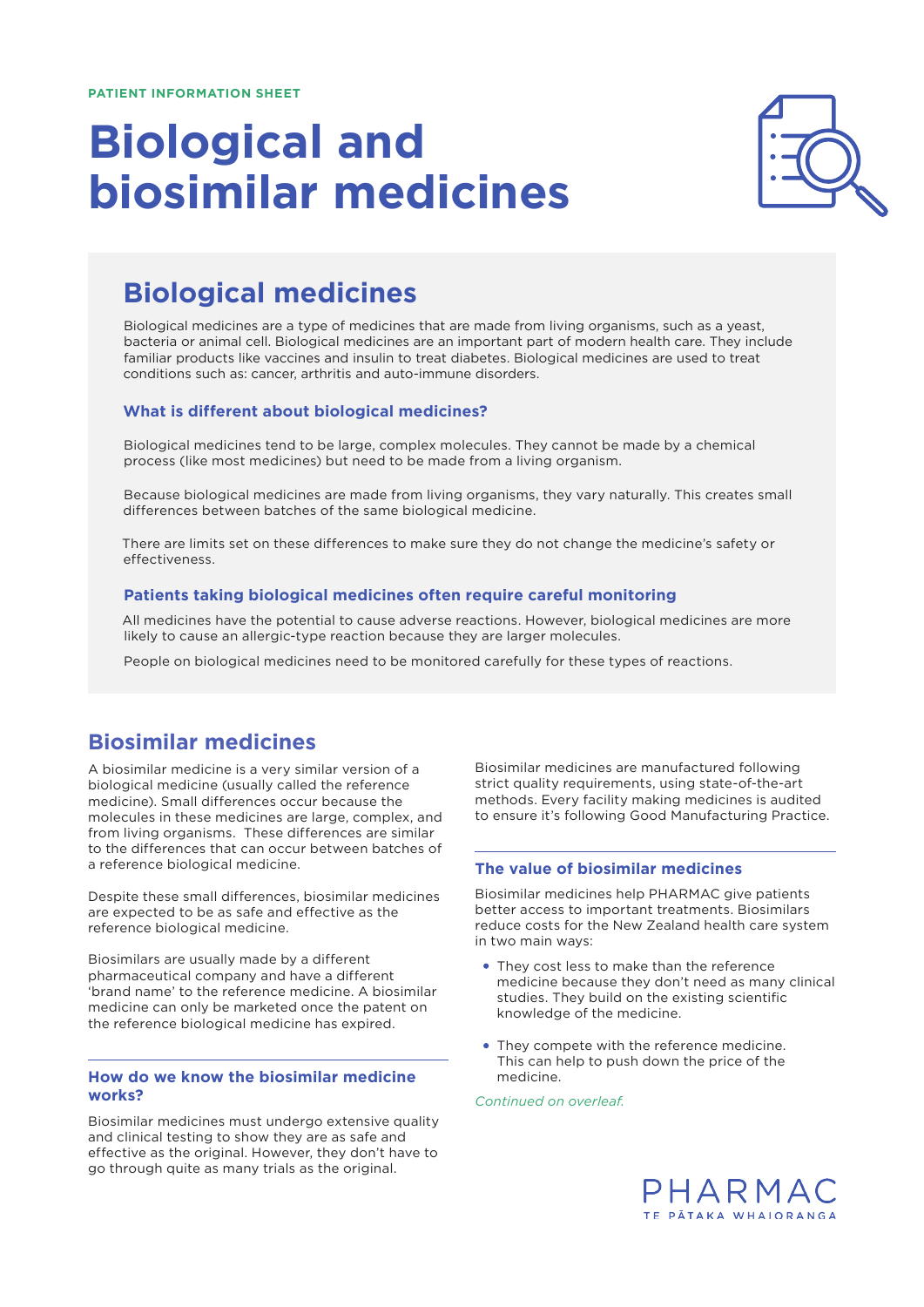PATIENT INFORMATION SHEET

# Biological and biosimilar medicines

## Biological medicines

Biological medicines are a type of medicines that are made from living organisms, such as a yeast, bacteria or animal cell. Biological medicines are an important part of modern health care. They include familiar products like vaccines and insulin to treat diabetes. Biological medicines are used to treat conditions such as: cancer, arthritis and auto-immune disorders.

### What is different about biological medicines?

Biological medicines tend to be large, complex molecules. They cannot be made by a chemical process (like most medicines) but need to be made from a living organism.

Because biological medicines are made from living organisms, they vary naturally. This creates small differences between batches of the same biological medicine.

There are limits set on these differences to make sure they do not change the medicine's safety or effectiveness.

### Patients taking biological medicines often require careful monitoring

All medicines have the potential to cause adverse reactions. However, biological medicines are more likely to cause an allergic-type reaction because they are larger molecules.

People on biological medicines need to be monitored carefully for these types of reactions.

## Biosimilar medicines

A biosimilar medicine is a very similar version of a biological medicine (usually called the reference medicine). Small differences occur because the molecules in these medicines are large, complex, and from living organisms. These differences are similar to the differences that can occur between batches of a reference biological medicine.

Despite these small differences, biosimilar medicines are expected to be as safe and effective as the reference biological medicine.

Biosimilars are usually made by a different pharmaceutical company and have a different 'brand name' to the reference medicine. A biosimilar medicine can only be marketed once the patent on the reference biological medicine has expired.

### How do we know the biosimilar medicine works?

Biosimilar medicines must undergo extensive quality and clinical testing to show they are as safe and effective as the original. However, they don't have to go through quite as many trials as the original.

Biosimilar medicines are manufactured following strict quality requirements, using state-of-the-art methods. Every facility making medicines is audited to ensure it's following Good Manufacturing Practice.

### The value of biosimilar medicines

Biosimilar medicines help PHARMAC give patients better access to important treatments. Biosimilars reduce costs for the New Zealand health care system in two main ways:

- They cost less to make than the reference medicine because they don't need as many clinical studies. They build on the existing scientific knowledge of the medicine.
- They compete with the reference medicine. This can help to push down the price of the medicine.

*Continued on overleaf.*

PHARMAC
TE PĀTAKA WHAIORANGA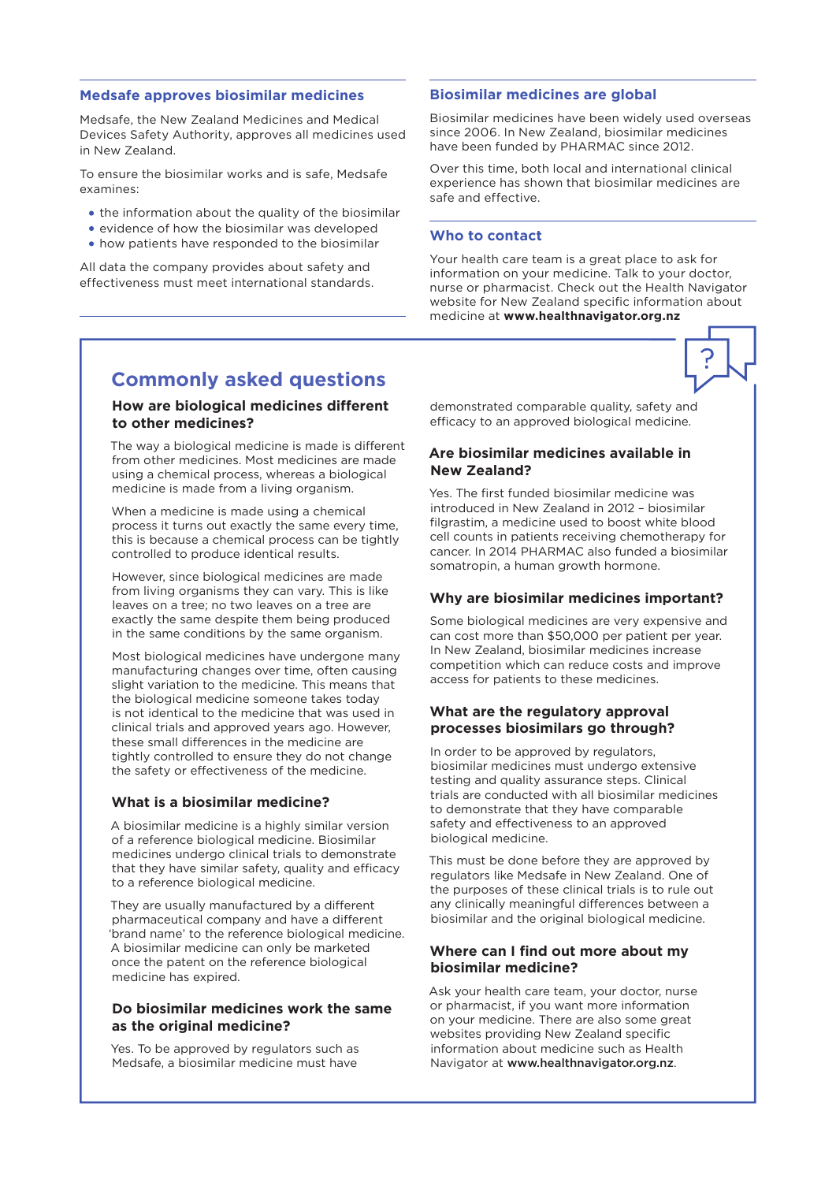## Medsafe approves biosimilar medicines

Medsafe, the New Zealand Medicines and Medical Devices Safety Authority, approves all medicines used in New Zealand.

To ensure the biosimilar works and is safe, Medsafe examines:

- the information about the quality of the biosimilar
- evidence of how the biosimilar was developed
- how patients have responded to the biosimilar

All data the company provides about safety and effectiveness must meet international standards.

## Biosimilar medicines are global

Biosimilar medicines have been widely used overseas since 2006. In New Zealand, biosimilar medicines have been funded by PHARMAC since 2012.

Over this time, both local and international clinical experience has shown that biosimilar medicines are safe and effective.

## Who to contact

Your health care team is a great place to ask for information on your medicine. Talk to your doctor, nurse or pharmacist. Check out the Health Navigator website for New Zealand specific information about medicine at **www.healthnavigator.org.nz**

# Commonly asked questions

### How are biological medicines different to other medicines?

The way a biological medicine is made is different from other medicines. Most medicines are made using a chemical process, whereas a biological medicine is made from a living organism.

When a medicine is made using a chemical process it turns out exactly the same every time, this is because a chemical process can be tightly controlled to produce identical results.

However, since biological medicines are made from living organisms they can vary. This is like leaves on a tree; no two leaves on a tree are exactly the same despite them being produced in the same conditions by the same organism.

Most biological medicines have undergone many manufacturing changes over time, often causing slight variation to the medicine. This means that the biological medicine someone takes today is not identical to the medicine that was used in clinical trials and approved years ago. However, these small differences in the medicine are tightly controlled to ensure they do not change the safety or effectiveness of the medicine.

### What is a biosimilar medicine?

A biosimilar medicine is a highly similar version of a reference biological medicine. Biosimilar medicines undergo clinical trials to demonstrate that they have similar safety, quality and efficacy to a reference biological medicine.

They are usually manufactured by a different pharmaceutical company and have a different 'brand name' to the reference biological medicine. A biosimilar medicine can only be marketed once the patent on the reference biological medicine has expired.

### Do biosimilar medicines work the same as the original medicine?

Yes. To be approved by regulators such as Medsafe, a biosimilar medicine must have demonstrated comparable quality, safety and efficacy to an approved biological medicine.

### Are biosimilar medicines available in New Zealand?

Yes. The first funded biosimilar medicine was introduced in New Zealand in 2012 – biosimilar filgrastim, a medicine used to boost white blood cell counts in patients receiving chemotherapy for cancer. In 2014 PHARMAC also funded a biosimilar somatropin, a human growth hormone.

### Why are biosimilar medicines important?

Some biological medicines are very expensive and can cost more than $50,000 per patient per year. In New Zealand, biosimilar medicines increase competition which can reduce costs and improve access for patients to these medicines.

### What are the regulatory approval processes biosimilars go through?

In order to be approved by regulators, biosimilar medicines must undergo extensive testing and quality assurance steps. Clinical trials are conducted with all biosimilar medicines to demonstrate that they have comparable safety and effectiveness to an approved biological medicine.

This must be done before they are approved by regulators like Medsafe in New Zealand. One of the purposes of these clinical trials is to rule out any clinically meaningful differences between a biosimilar and the original biological medicine.

### Where can I find out more about my biosimilar medicine?

Ask your health care team, your doctor, nurse or pharmacist, if you want more information on your medicine. There are also some great websites providing New Zealand specific information about medicine such as Health Navigator at **www.healthnavigator.org.nz**.